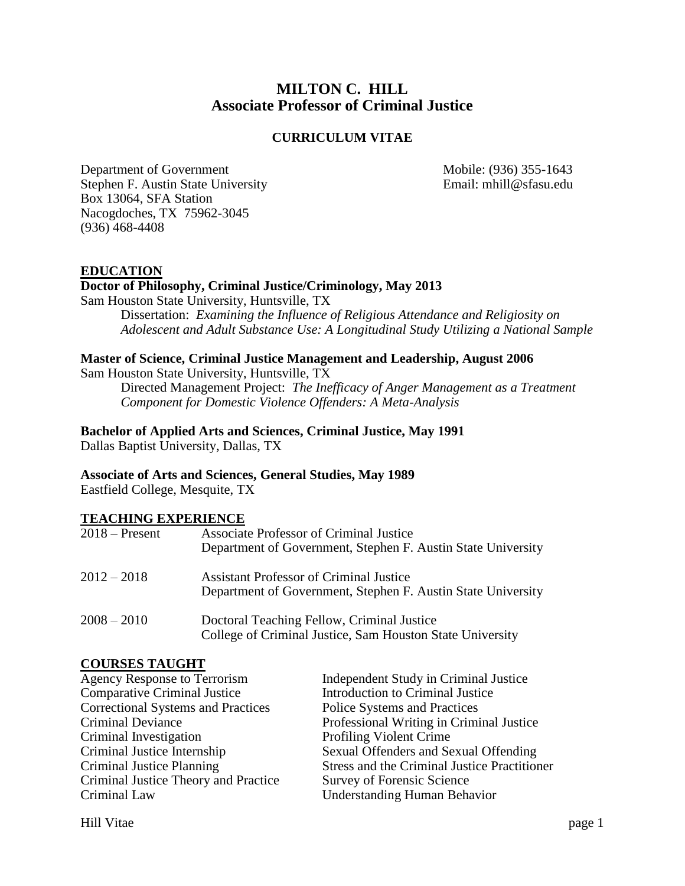# MILTON C. HILL
## Associate Professor of Criminal Justice

### CURRICULUM VITAE

Department of Government
Stephen F. Austin State University
Box 13064, SFA Station
Nacogdoches, TX 75962-3045
(936) 468-4408

Mobile: (936) 355-1643
Email: mhill@sfasu.edu

## EDUCATION

**Doctor of Philosophy, Criminal Justice/Criminology, May 2013**
Sam Houston State University, Huntsville, TX
Dissertation: *Examining the Influence of Religious Attendance and Religiosity on Adolescent and Adult Substance Use: A Longitudinal Study Utilizing a National Sample*

**Master of Science, Criminal Justice Management and Leadership, August 2006**
Sam Houston State University, Huntsville, TX
Directed Management Project: *The Inefficacy of Anger Management as a Treatment Component for Domestic Violence Offenders: A Meta-Analysis*

**Bachelor of Applied Arts and Sciences, Criminal Justice, May 1991**
Dallas Baptist University, Dallas, TX

**Associate of Arts and Sciences, General Studies, May 1989**
Eastfield College, Mesquite, TX

## TEACHING EXPERIENCE

2018 – Present: Associate Professor of Criminal Justice
Department of Government, Stephen F. Austin State University

2012 – 2018: Assistant Professor of Criminal Justice
Department of Government, Stephen F. Austin State University

2008 – 2010: Doctoral Teaching Fellow, Criminal Justice
College of Criminal Justice, Sam Houston State University

## COURSES TAUGHT

- Agency Response to Terrorism
- Comparative Criminal Justice
- Correctional Systems and Practices
- Criminal Deviance
- Criminal Investigation
- Criminal Justice Internship
- Criminal Justice Planning
- Criminal Justice Theory and Practice
- Criminal Law
- Independent Study in Criminal Justice
- Introduction to Criminal Justice
- Police Systems and Practices
- Professional Writing in Criminal Justice
- Profiling Violent Crime
- Sexual Offenders and Sexual Offending
- Stress and the Criminal Justice Practitioner
- Survey of Forensic Science
- Understanding Human Behavior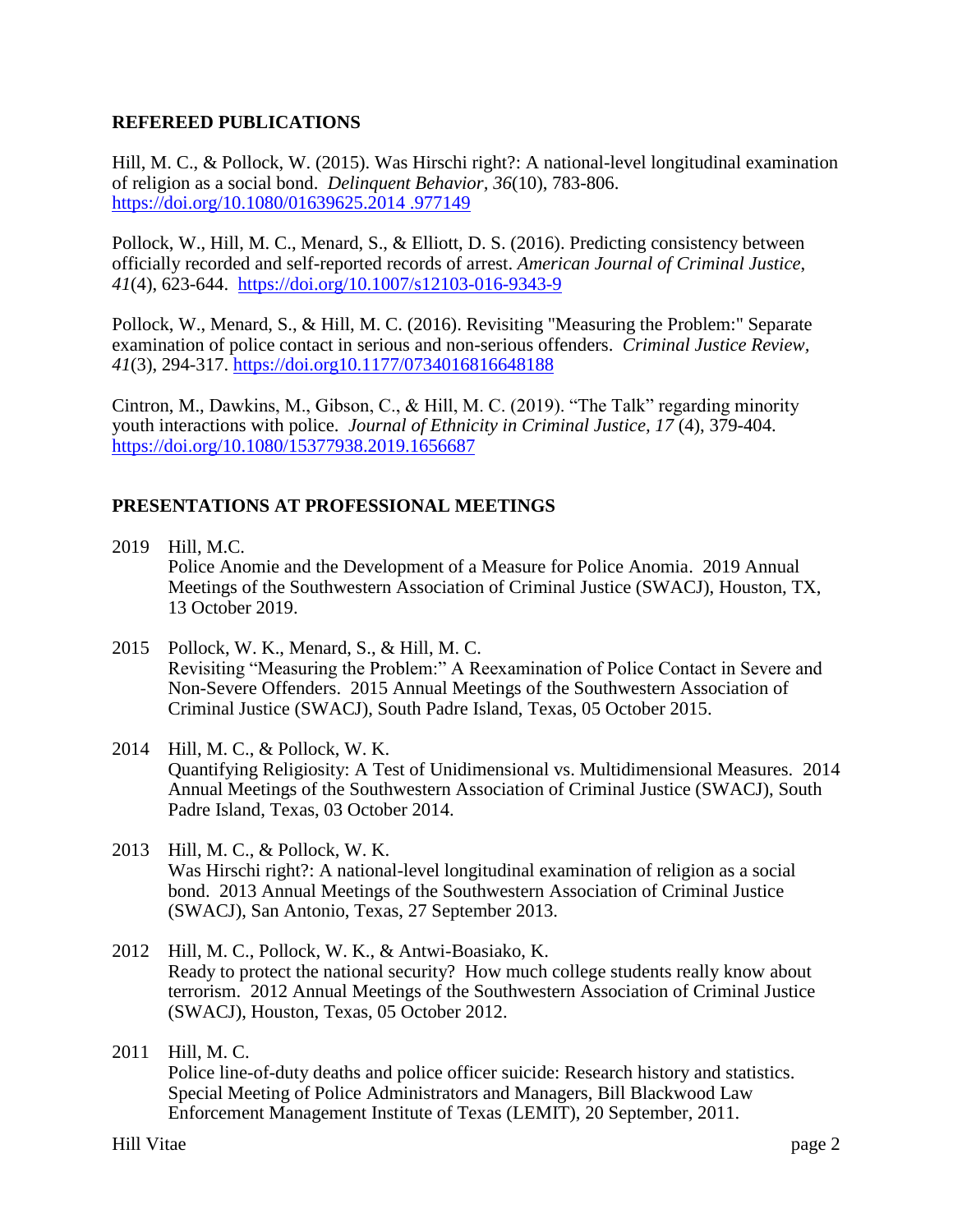## REFEREED PUBLICATIONS

Hill, M. C., & Pollock, W. (2015). Was Hirschi right?: A national-level longitudinal examination of religion as a social bond. *Delinquent Behavior*, *36*(10), 783-806. https://doi.org/10.1080/01639625.2014 .977149

Pollock, W., Hill, M. C., Menard, S., & Elliott, D. S. (2016). Predicting consistency between officially recorded and self-reported records of arrest. *American Journal of Criminal Justice, 41*(4), 623-644. https://doi.org/10.1007/s12103-016-9343-9

Pollock, W., Menard, S., & Hill, M. C. (2016). Revisiting "Measuring the Problem:" Separate examination of police contact in serious and non-serious offenders. *Criminal Justice Review, 41*(3), 294-317. https://doi.org10.1177/0734016816648188

Cintron, M., Dawkins, M., Gibson, C., & Hill, M. C. (2019). "The Talk" regarding minority youth interactions with police. *Journal of Ethnicity in Criminal Justice, 17* (4), 379-404. https://doi.org/10.1080/15377938.2019.1656687

## PRESENTATIONS AT PROFESSIONAL MEETINGS

2019 Hill, M.C.
Police Anomie and the Development of a Measure for Police Anomia. 2019 Annual Meetings of the Southwestern Association of Criminal Justice (SWACJ), Houston, TX, 13 October 2019.

2015 Pollock, W. K., Menard, S., & Hill, M. C.
Revisiting "Measuring the Problem:" A Reexamination of Police Contact in Severe and Non-Severe Offenders. 2015 Annual Meetings of the Southwestern Association of Criminal Justice (SWACJ), South Padre Island, Texas, 05 October 2015.

2014 Hill, M. C., & Pollock, W. K.
Quantifying Religiosity: A Test of Unidimensional vs. Multidimensional Measures. 2014 Annual Meetings of the Southwestern Association of Criminal Justice (SWACJ), South Padre Island, Texas, 03 October 2014.

2013 Hill, M. C., & Pollock, W. K.
Was Hirschi right?: A national-level longitudinal examination of religion as a social bond. 2013 Annual Meetings of the Southwestern Association of Criminal Justice (SWACJ), San Antonio, Texas, 27 September 2013.

2012 Hill, M. C., Pollock, W. K., & Antwi-Boasiako, K.
Ready to protect the national security? How much college students really know about terrorism. 2012 Annual Meetings of the Southwestern Association of Criminal Justice (SWACJ), Houston, Texas, 05 October 2012.

2011 Hill, M. C.
Police line-of-duty deaths and police officer suicide: Research history and statistics. Special Meeting of Police Administrators and Managers, Bill Blackwood Law Enforcement Management Institute of Texas (LEMIT), 20 September, 2011.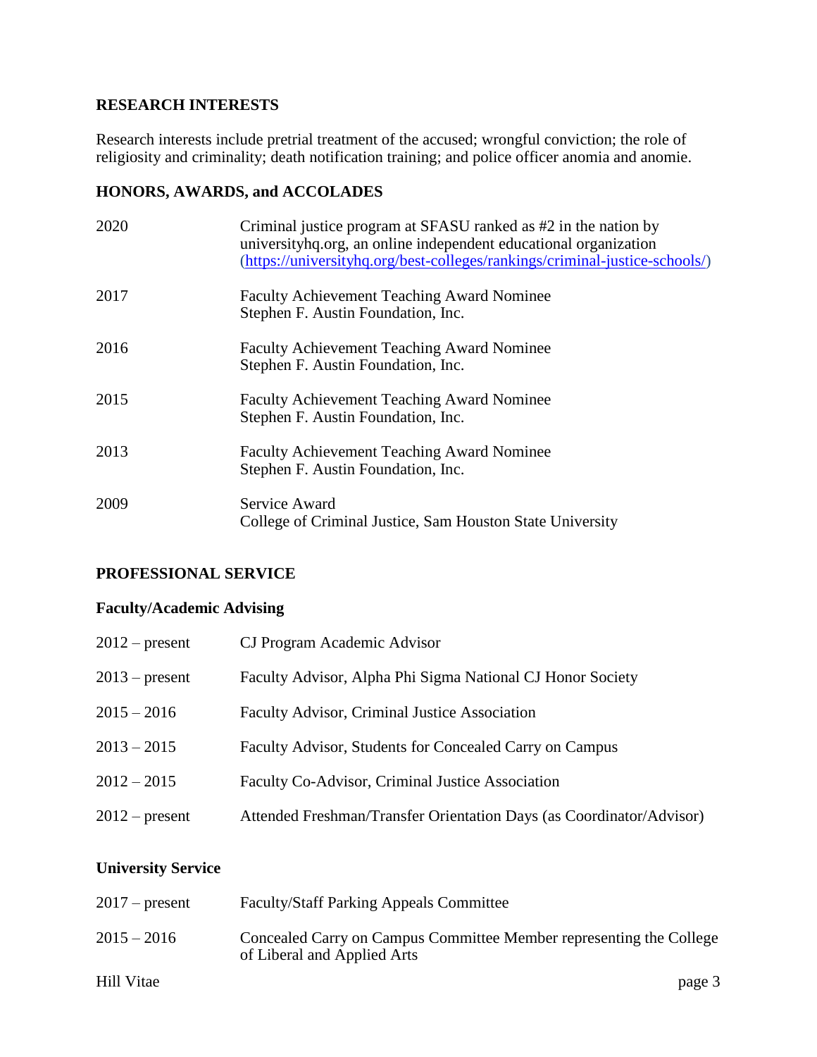## RESEARCH INTERESTS

Research interests include pretrial treatment of the accused; wrongful conviction; the role of religiosity and criminality; death notification training; and police officer anomia and anomie.

## HONORS, AWARDS, and ACCOLADES

| | |
|---|---|
| 2020 | Criminal justice program at SFASU ranked as #2 in the nation by universityhq.org, an online independent educational organization (https://universityhq.org/best-colleges/rankings/criminal-justice-schools/) |
| 2017 | Faculty Achievement Teaching Award Nominee<br>Stephen F. Austin Foundation, Inc. |
| 2016 | Faculty Achievement Teaching Award Nominee<br>Stephen F. Austin Foundation, Inc. |
| 2015 | Faculty Achievement Teaching Award Nominee<br>Stephen F. Austin Foundation, Inc. |
| 2013 | Faculty Achievement Teaching Award Nominee<br>Stephen F. Austin Foundation, Inc. |
| 2009 | Service Award<br>College of Criminal Justice, Sam Houston State University |

## PROFESSIONAL SERVICE

### Faculty/Academic Advising

| | |
|---|---|
| 2012 – present | CJ Program Academic Advisor |
| 2013 – present | Faculty Advisor, Alpha Phi Sigma National CJ Honor Society |
| 2015 – 2016 | Faculty Advisor, Criminal Justice Association |
| 2013 – 2015 | Faculty Advisor, Students for Concealed Carry on Campus |
| 2012 – 2015 | Faculty Co-Advisor, Criminal Justice Association |
| 2012 – present | Attended Freshman/Transfer Orientation Days (as Coordinator/Advisor) |

### University Service

| | |
|---|---|
| 2017 – present | Faculty/Staff Parking Appeals Committee |
| 2015 – 2016 | Concealed Carry on Campus Committee Member representing the College of Liberal and Applied Arts |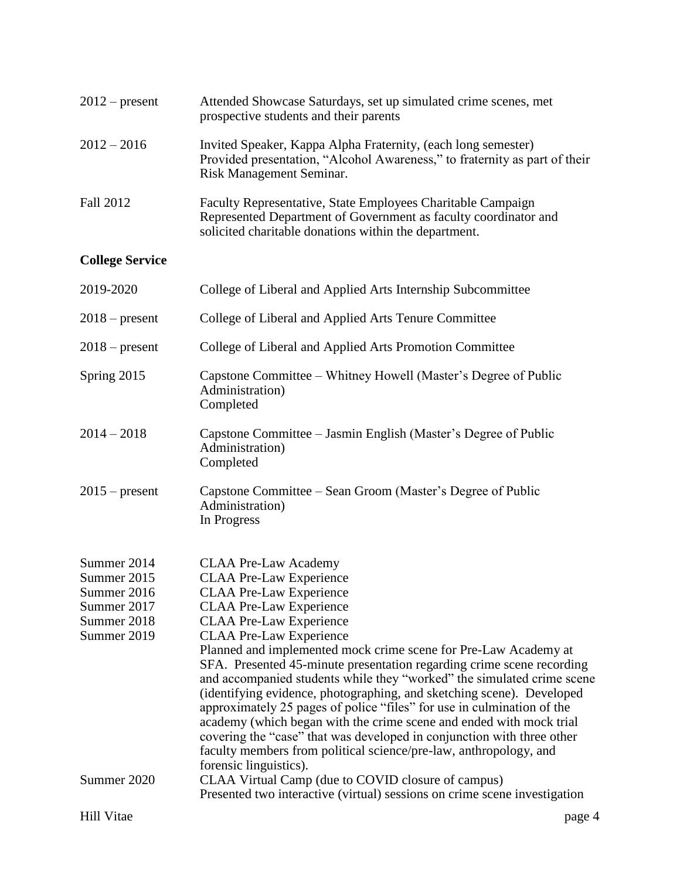2012 – present — Attended Showcase Saturdays, set up simulated crime scenes, met prospective students and their parents

2012 – 2016 — Invited Speaker, Kappa Alpha Fraternity, (each long semester)
Provided presentation, "Alcohol Awareness," to fraternity as part of their Risk Management Seminar.

Fall 2012 — Faculty Representative, State Employees Charitable Campaign
Represented Department of Government as faculty coordinator and solicited charitable donations within the department.

**College Service**

2019-2020 — College of Liberal and Applied Arts Internship Subcommittee

2018 – present — College of Liberal and Applied Arts Tenure Committee

2018 – present — College of Liberal and Applied Arts Promotion Committee

Spring 2015 — Capstone Committee – Whitney Howell (Master's Degree of Public Administration)
Completed

2014 – 2018 — Capstone Committee – Jasmin English (Master's Degree of Public Administration)
Completed

2015 – present — Capstone Committee – Sean Groom (Master's Degree of Public Administration)
In Progress

Summer 2014 — CLAA Pre-Law Academy
Summer 2015 — CLAA Pre-Law Experience
Summer 2016 — CLAA Pre-Law Experience
Summer 2017 — CLAA Pre-Law Experience
Summer 2018 — CLAA Pre-Law Experience
Summer 2019 — CLAA Pre-Law Experience
Planned and implemented mock crime scene for Pre-Law Academy at SFA. Presented 45-minute presentation regarding crime scene recording and accompanied students while they "worked" the simulated crime scene (identifying evidence, photographing, and sketching scene). Developed approximately 25 pages of police "files" for use in culmination of the academy (which began with the crime scene and ended with mock trial covering the "case" that was developed in conjunction with three other faculty members from political science/pre-law, anthropology, and forensic linguistics).

Summer 2020 — CLAA Virtual Camp (due to COVID closure of campus)
Presented two interactive (virtual) sessions on crime scene investigation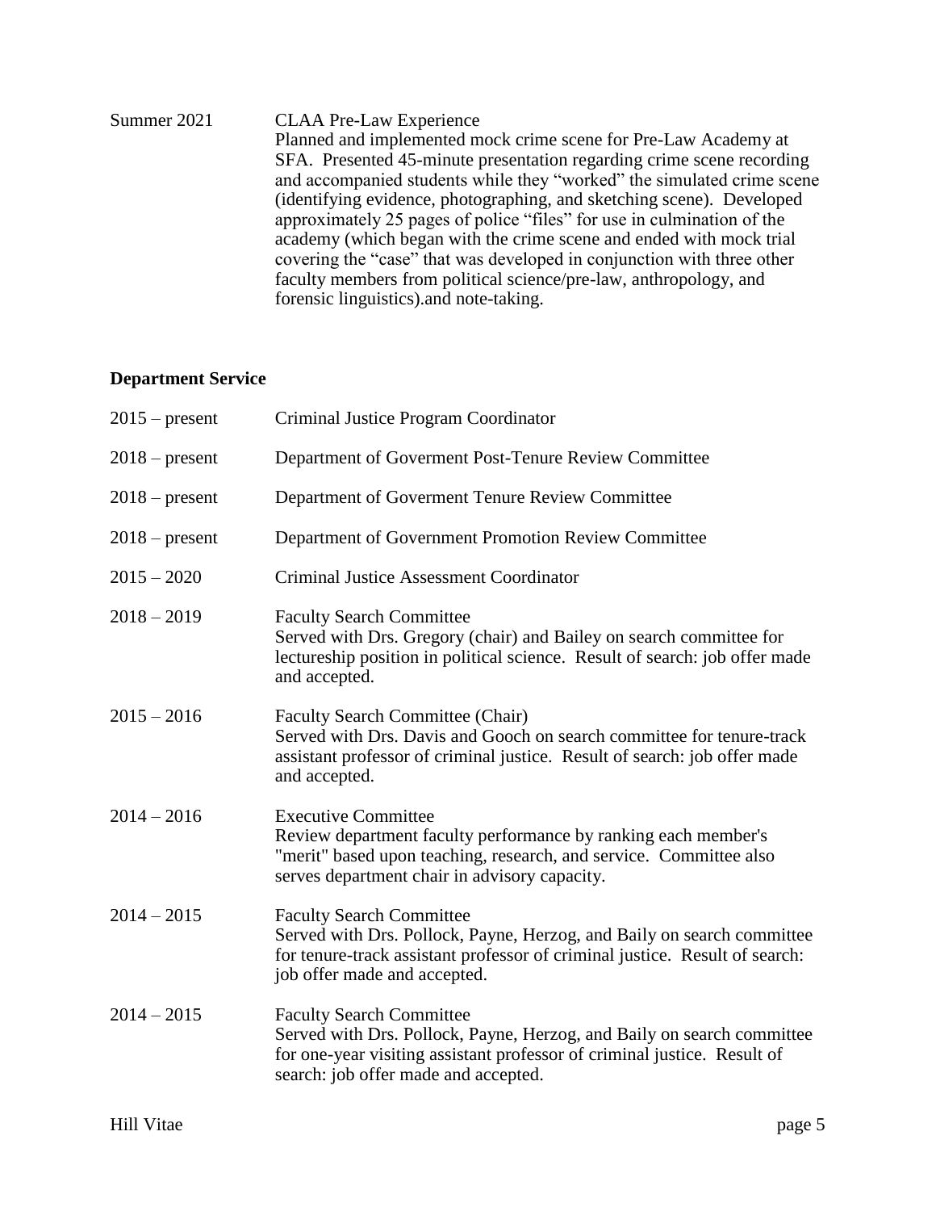Summer 2021 CLAA Pre-Law Experience
Planned and implemented mock crime scene for Pre-Law Academy at SFA. Presented 45-minute presentation regarding crime scene recording and accompanied students while they "worked" the simulated crime scene (identifying evidence, photographing, and sketching scene). Developed approximately 25 pages of police "files" for use in culmination of the academy (which began with the crime scene and ended with mock trial covering the "case" that was developed in conjunction with three other faculty members from political science/pre-law, anthropology, and forensic linguistics).and note-taking.

**Department Service**

2015 – present Criminal Justice Program Coordinator

2018 – present Department of Goverment Post-Tenure Review Committee

2018 – present Department of Goverment Tenure Review Committee

2018 – present Department of Government Promotion Review Committee

2015 – 2020 Criminal Justice Assessment Coordinator

2018 – 2019 Faculty Search Committee
Served with Drs. Gregory (chair) and Bailey on search committee for lectureship position in political science. Result of search: job offer made and accepted.

2015 – 2016 Faculty Search Committee (Chair)
Served with Drs. Davis and Gooch on search committee for tenure-track assistant professor of criminal justice. Result of search: job offer made and accepted.

2014 – 2016 Executive Committee
Review department faculty performance by ranking each member's "merit" based upon teaching, research, and service. Committee also serves department chair in advisory capacity.

2014 – 2015 Faculty Search Committee
Served with Drs. Pollock, Payne, Herzog, and Baily on search committee for tenure-track assistant professor of criminal justice. Result of search: job offer made and accepted.

2014 – 2015 Faculty Search Committee
Served with Drs. Pollock, Payne, Herzog, and Baily on search committee for one-year visiting assistant professor of criminal justice. Result of search: job offer made and accepted.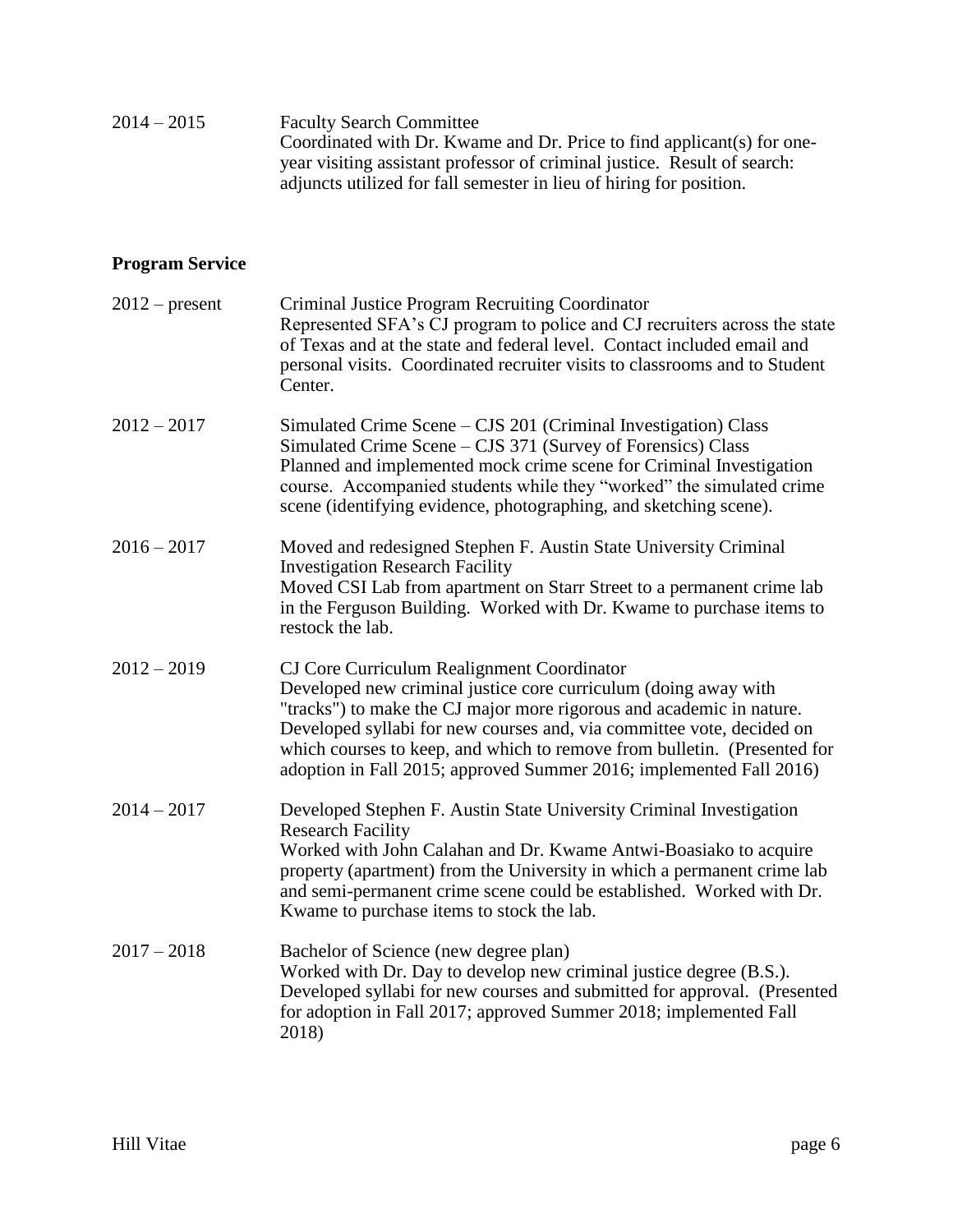2014 – 2015 Faculty Search Committee
Coordinated with Dr. Kwame and Dr. Price to find applicant(s) for one-year visiting assistant professor of criminal justice. Result of search: adjuncts utilized for fall semester in lieu of hiring for position.

## Program Service

2012 – present Criminal Justice Program Recruiting Coordinator
Represented SFA's CJ program to police and CJ recruiters across the state of Texas and at the state and federal level. Contact included email and personal visits. Coordinated recruiter visits to classrooms and to Student Center.

2012 – 2017 Simulated Crime Scene – CJS 201 (Criminal Investigation) Class
Simulated Crime Scene – CJS 371 (Survey of Forensics) Class
Planned and implemented mock crime scene for Criminal Investigation course. Accompanied students while they "worked" the simulated crime scene (identifying evidence, photographing, and sketching scene).

2016 – 2017 Moved and redesigned Stephen F. Austin State University Criminal Investigation Research Facility
Moved CSI Lab from apartment on Starr Street to a permanent crime lab in the Ferguson Building. Worked with Dr. Kwame to purchase items to restock the lab.

2012 – 2019 CJ Core Curriculum Realignment Coordinator
Developed new criminal justice core curriculum (doing away with "tracks") to make the CJ major more rigorous and academic in nature. Developed syllabi for new courses and, via committee vote, decided on which courses to keep, and which to remove from bulletin. (Presented for adoption in Fall 2015; approved Summer 2016; implemented Fall 2016)

2014 – 2017 Developed Stephen F. Austin State University Criminal Investigation Research Facility
Worked with John Calahan and Dr. Kwame Antwi-Boasiako to acquire property (apartment) from the University in which a permanent crime lab and semi-permanent crime scene could be established. Worked with Dr. Kwame to purchase items to stock the lab.

2017 – 2018 Bachelor of Science (new degree plan)
Worked with Dr. Day to develop new criminal justice degree (B.S.). Developed syllabi for new courses and submitted for approval. (Presented for adoption in Fall 2017; approved Summer 2018; implemented Fall 2018)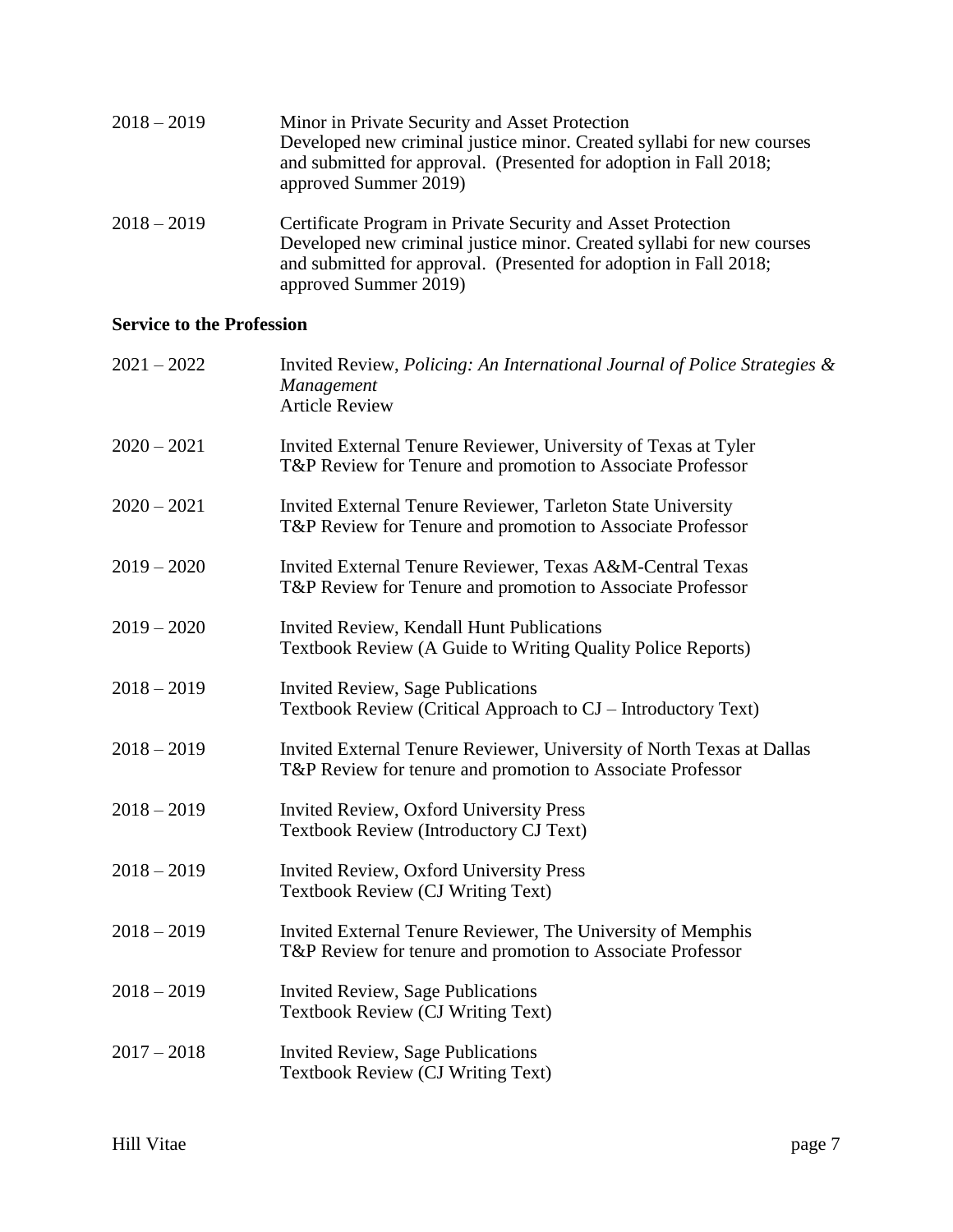2018 – 2019 Minor in Private Security and Asset Protection
Developed new criminal justice minor. Created syllabi for new courses and submitted for approval. (Presented for adoption in Fall 2018; approved Summer 2019)

2018 – 2019 Certificate Program in Private Security and Asset Protection
Developed new criminal justice minor. Created syllabi for new courses and submitted for approval. (Presented for adoption in Fall 2018; approved Summer 2019)

**Service to the Profession**

2021 – 2022 Invited Review, *Policing: An International Journal of Police Strategies & Management*
Article Review

2020 – 2021 Invited External Tenure Reviewer, University of Texas at Tyler
T&P Review for Tenure and promotion to Associate Professor

2020 – 2021 Invited External Tenure Reviewer, Tarleton State University
T&P Review for Tenure and promotion to Associate Professor

2019 – 2020 Invited External Tenure Reviewer, Texas A&M-Central Texas
T&P Review for Tenure and promotion to Associate Professor

2019 – 2020 Invited Review, Kendall Hunt Publications
Textbook Review (A Guide to Writing Quality Police Reports)

2018 – 2019 Invited Review, Sage Publications
Textbook Review (Critical Approach to CJ – Introductory Text)

2018 – 2019 Invited External Tenure Reviewer, University of North Texas at Dallas
T&P Review for tenure and promotion to Associate Professor

2018 – 2019 Invited Review, Oxford University Press
Textbook Review (Introductory CJ Text)

2018 – 2019 Invited Review, Oxford University Press
Textbook Review (CJ Writing Text)

2018 – 2019 Invited External Tenure Reviewer, The University of Memphis
T&P Review for tenure and promotion to Associate Professor

2018 – 2019 Invited Review, Sage Publications
Textbook Review (CJ Writing Text)

2017 – 2018 Invited Review, Sage Publications
Textbook Review (CJ Writing Text)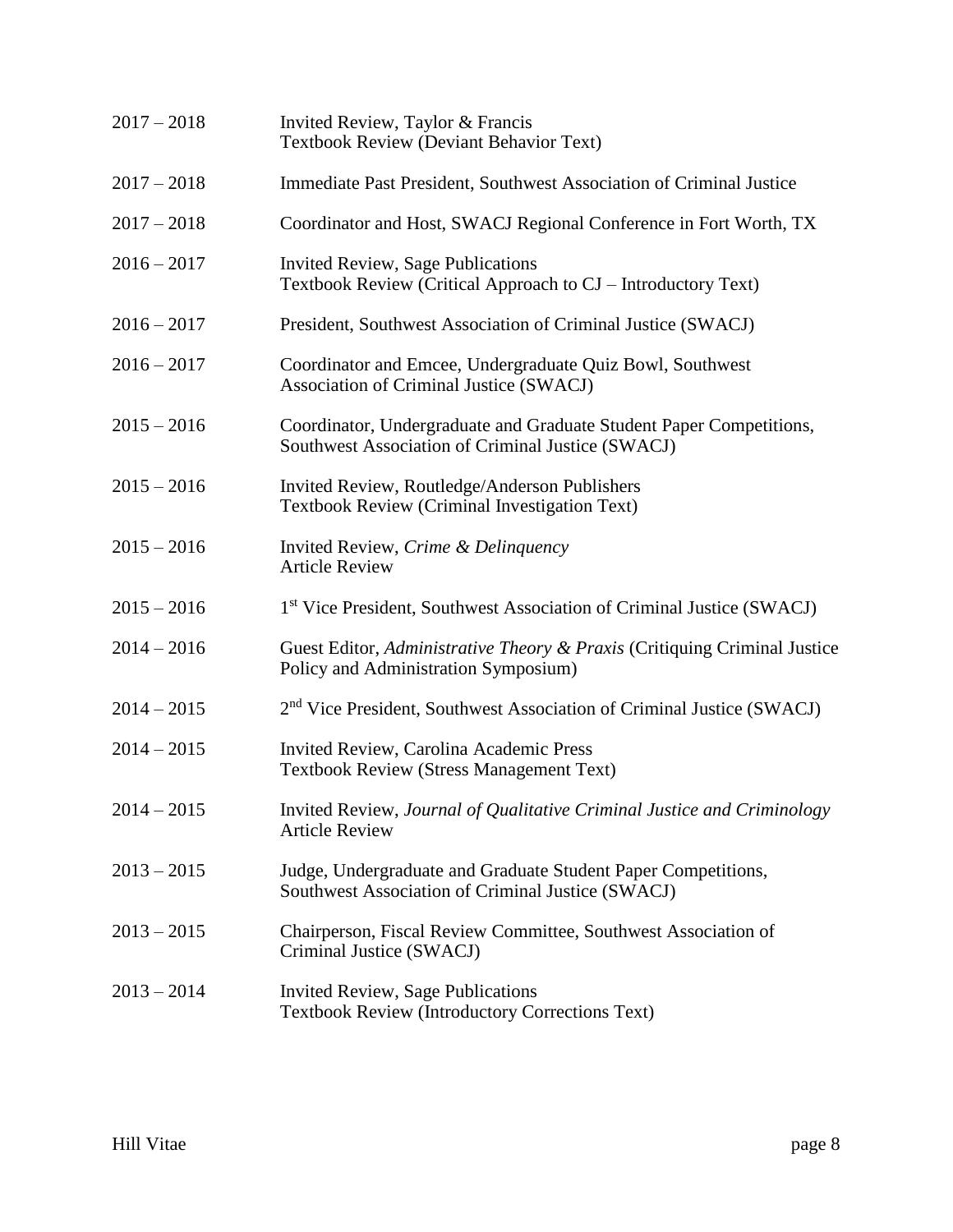| | |
|---|---|
| 2017 – 2018 | Invited Review, Taylor & Francis<br>Textbook Review (Deviant Behavior Text) |
| 2017 – 2018 | Immediate Past President, Southwest Association of Criminal Justice |
| 2017 – 2018 | Coordinator and Host, SWACJ Regional Conference in Fort Worth, TX |
| 2016 – 2017 | Invited Review, Sage Publications<br>Textbook Review (Critical Approach to CJ – Introductory Text) |
| 2016 – 2017 | President, Southwest Association of Criminal Justice (SWACJ) |
| 2016 – 2017 | Coordinator and Emcee, Undergraduate Quiz Bowl, Southwest Association of Criminal Justice (SWACJ) |
| 2015 – 2016 | Coordinator, Undergraduate and Graduate Student Paper Competitions, Southwest Association of Criminal Justice (SWACJ) |
| 2015 – 2016 | Invited Review, Routledge/Anderson Publishers<br>Textbook Review (Criminal Investigation Text) |
| 2015 – 2016 | Invited Review, *Crime & Delinquency*<br>Article Review |
| 2015 – 2016 | 1st Vice President, Southwest Association of Criminal Justice (SWACJ) |
| 2014 – 2016 | Guest Editor, *Administrative Theory & Praxis* (Critiquing Criminal Justice Policy and Administration Symposium) |
| 2014 – 2015 | 2nd Vice President, Southwest Association of Criminal Justice (SWACJ) |
| 2014 – 2015 | Invited Review, Carolina Academic Press<br>Textbook Review (Stress Management Text) |
| 2014 – 2015 | Invited Review, *Journal of Qualitative Criminal Justice and Criminology*<br>Article Review |
| 2013 – 2015 | Judge, Undergraduate and Graduate Student Paper Competitions, Southwest Association of Criminal Justice (SWACJ) |
| 2013 – 2015 | Chairperson, Fiscal Review Committee, Southwest Association of Criminal Justice (SWACJ) |
| 2013 – 2014 | Invited Review, Sage Publications<br>Textbook Review (Introductory Corrections Text) |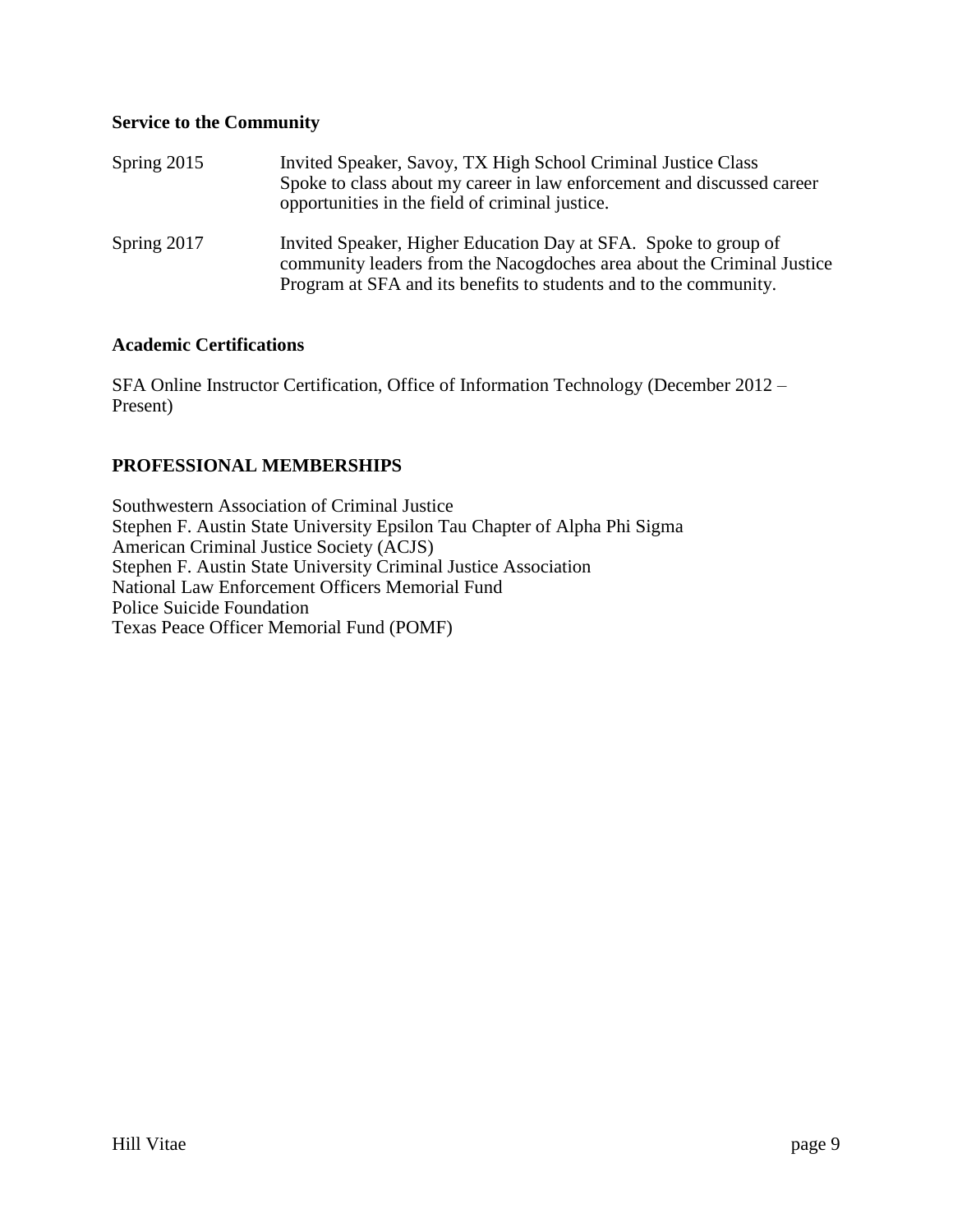### Service to the Community

| | |
|---|---|
| Spring 2015 | Invited Speaker, Savoy, TX High School Criminal Justice Class<br>Spoke to class about my career in law enforcement and discussed career opportunities in the field of criminal justice. |
| Spring 2017 | Invited Speaker, Higher Education Day at SFA. Spoke to group of community leaders from the Nacogdoches area about the Criminal Justice Program at SFA and its benefits to students and to the community. |

### Academic Certifications

SFA Online Instructor Certification, Office of Information Technology (December 2012 – Present)

## PROFESSIONAL MEMBERSHIPS

Southwestern Association of Criminal Justice
Stephen F. Austin State University Epsilon Tau Chapter of Alpha Phi Sigma
American Criminal Justice Society (ACJS)
Stephen F. Austin State University Criminal Justice Association
National Law Enforcement Officers Memorial Fund
Police Suicide Foundation
Texas Peace Officer Memorial Fund (POMF)